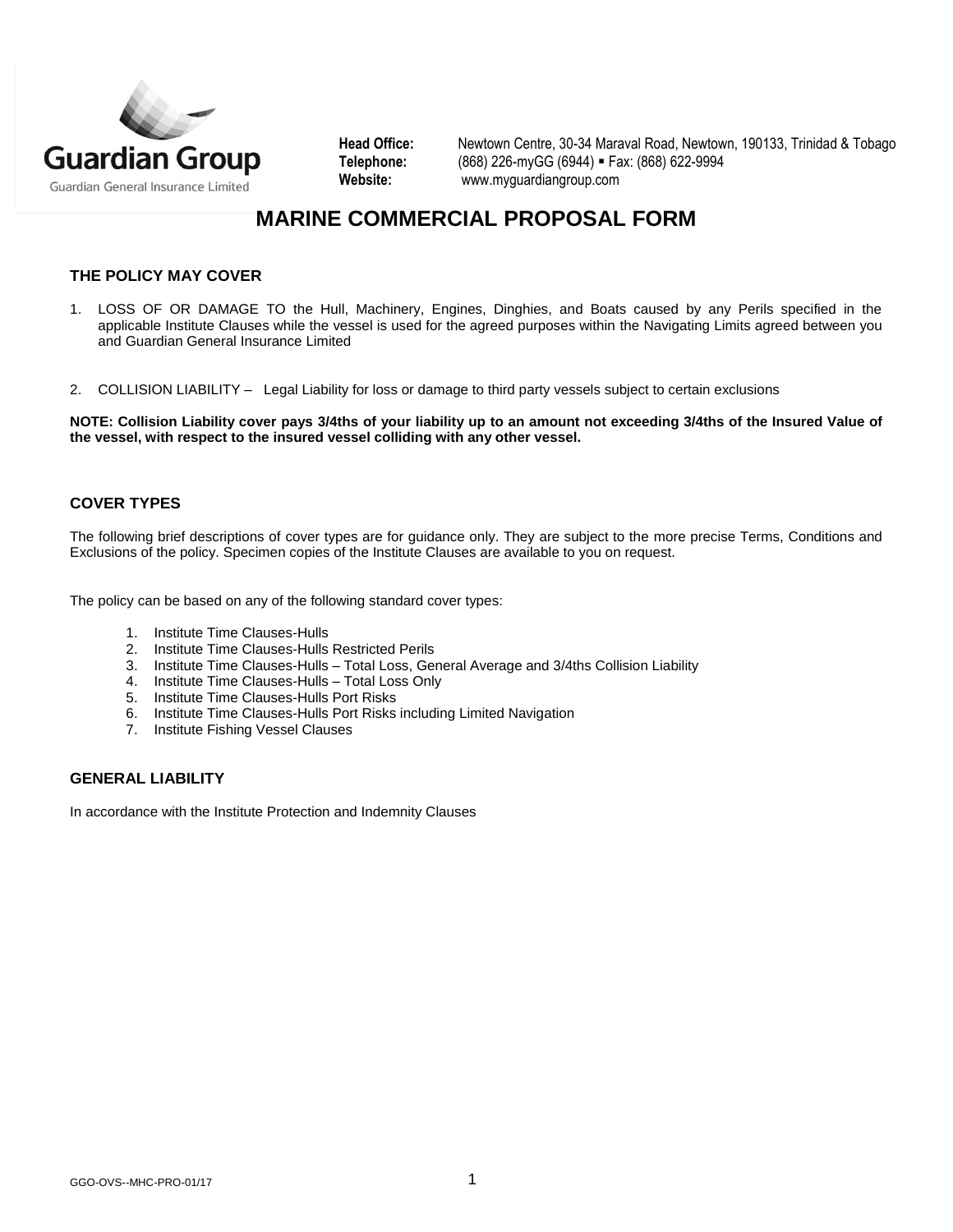Guardian Group

Guardian General Insurance Limited

**Head Office:** Newtown Centre, 30-34 Maraval Road, Newtown, 190133, Trinidad & Tobago
**Telephone:** (868) 226-myGG (6944) ▪ Fax: (868) 622-9994
**Website:** www.myguardiangroup.com

# MARINE COMMERCIAL PROPOSAL FORM

## THE POLICY MAY COVER

1. LOSS OF OR DAMAGE TO the Hull, Machinery, Engines, Dinghies, and Boats caused by any Perils specified in the applicable Institute Clauses while the vessel is used for the agreed purposes within the Navigating Limits agreed between you and Guardian General Insurance Limited

2. COLLISION LIABILITY – Legal Liability for loss or damage to third party vessels subject to certain exclusions

**NOTE: Collision Liability cover pays 3/4ths of your liability up to an amount not exceeding 3/4ths of the Insured Value of the vessel, with respect to the insured vessel colliding with any other vessel.**

## COVER TYPES

The following brief descriptions of cover types are for guidance only. They are subject to the more precise Terms, Conditions and Exclusions of the policy. Specimen copies of the Institute Clauses are available to you on request.

The policy can be based on any of the following standard cover types:

1. Institute Time Clauses-Hulls
2. Institute Time Clauses-Hulls Restricted Perils
3. Institute Time Clauses-Hulls – Total Loss, General Average and 3/4ths Collision Liability
4. Institute Time Clauses-Hulls – Total Loss Only
5. Institute Time Clauses-Hulls Port Risks
6. Institute Time Clauses-Hulls Port Risks including Limited Navigation
7. Institute Fishing Vessel Clauses

## GENERAL LIABILITY

In accordance with the Institute Protection and Indemnity Clauses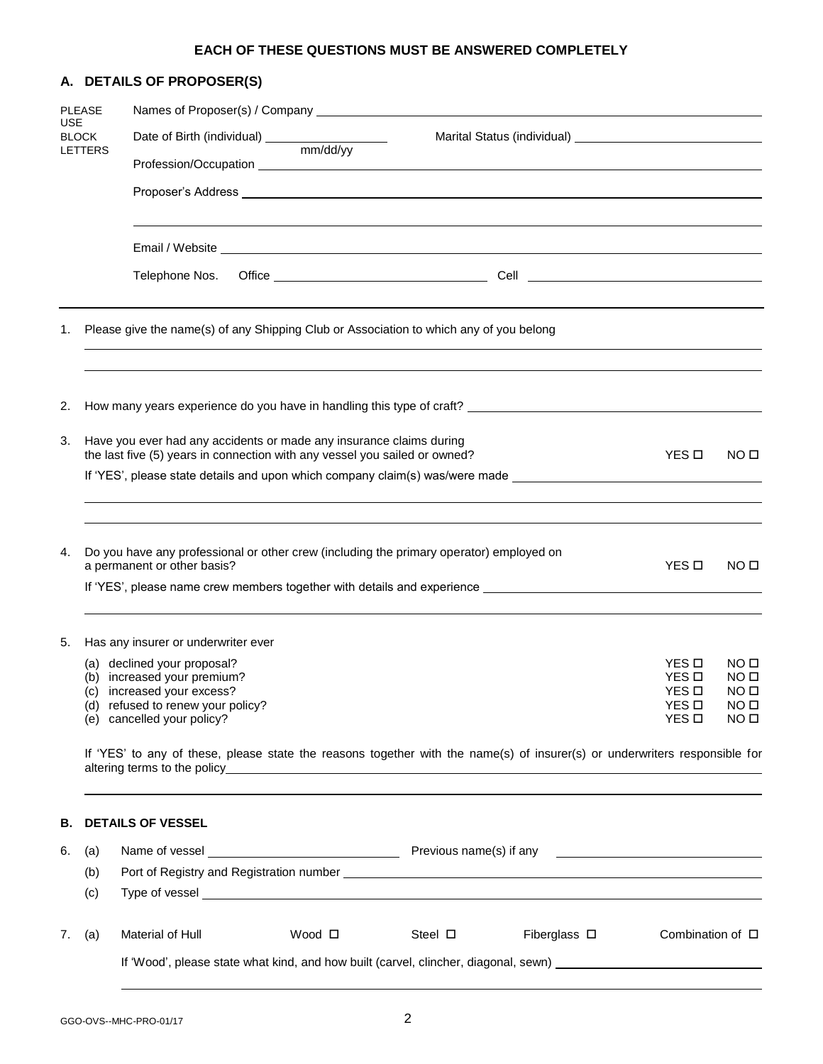**EACH OF THESE QUESTIONS MUST BE ANSWERED COMPLETELY**

## A. DETAILS OF PROPOSER(S)

PLEASE USE BLOCK LETTERS

Names of Proposer(s) / Company \_\_\_\_\_\_\_\_\_\_\_\_\_\_\_\_\_\_\_\_\_\_\_\_\_\_\_\_\_\_\_\_

Date of Birth (individual) \_\_\_\_\_\_\_\_\_\_\_\_ mm/dd/yy    Marital Status (individual) \_\_\_\_\_\_\_\_\_\_\_\_\_\_\_\_

Profession/Occupation \_\_\_\_\_\_\_\_\_\_\_\_\_\_\_\_\_\_\_\_\_\_\_\_\_\_\_\_\_\_\_\_

Proposer's Address \_\_\_\_\_\_\_\_\_\_\_\_\_\_\_\_\_\_\_\_\_\_\_\_\_\_\_\_\_\_\_\_

\_\_\_\_\_\_\_\_\_\_\_\_\_\_\_\_\_\_\_\_\_\_\_\_\_\_\_\_\_\_\_\_

Email / Website \_\_\_\_\_\_\_\_\_\_\_\_\_\_\_\_\_\_\_\_\_\_\_\_\_\_\_\_\_\_\_\_

Telephone Nos.    Office \_\_\_\_\_\_\_\_\_\_\_\_\_\_\_\_    Cell \_\_\_\_\_\_\_\_\_\_\_\_\_\_\_\_

1. Please give the name(s) of any Shipping Club or Association to which any of you belong

\_\_\_\_\_\_\_\_\_\_\_\_\_\_\_\_\_\_\_\_\_\_\_\_\_\_\_\_\_\_\_\_

\_\_\_\_\_\_\_\_\_\_\_\_\_\_\_\_\_\_\_\_\_\_\_\_\_\_\_\_\_\_\_\_

2. How many years experience do you have in handling this type of craft? \_\_\_\_\_\_\_\_\_\_\_\_\_\_\_\_

3. Have you ever had any accidents or made any insurance claims during the last five (5) years in connection with any vessel you sailed or owned? YES ☐ NO ☐

   If 'YES', please state details and upon which company claim(s) was/were made \_\_\_\_\_\_\_\_\_\_\_\_\_\_\_\_

   \_\_\_\_\_\_\_\_\_\_\_\_\_\_\_\_\_\_\_\_\_\_\_\_\_\_\_\_\_\_\_\_

   \_\_\_\_\_\_\_\_\_\_\_\_\_\_\_\_\_\_\_\_\_\_\_\_\_\_\_\_\_\_\_\_

4. Do you have any professional or other crew (including the primary operator) employed on a permanent or other basis? YES ☐ NO ☐

   If 'YES', please name crew members together with details and experience \_\_\_\_\_\_\_\_\_\_\_\_\_\_\_\_

   \_\_\_\_\_\_\_\_\_\_\_\_\_\_\_\_\_\_\_\_\_\_\_\_\_\_\_\_\_\_\_\_

5. Has any insurer or underwriter ever

   (a) declined your proposal? YES ☐ NO ☐
   (b) increased your premium? YES ☐ NO ☐
   (c) increased your excess? YES ☐ NO ☐
   (d) refused to renew your policy? YES ☐ NO ☐
   (e) cancelled your policy? YES ☐ NO ☐

   If 'YES' to any of these, please state the reasons together with the name(s) of insurer(s) or underwriters responsible for altering terms to the policy \_\_\_\_\_\_\_\_\_\_\_\_\_\_\_\_

   \_\_\_\_\_\_\_\_\_\_\_\_\_\_\_\_\_\_\_\_\_\_\_\_\_\_\_\_\_\_\_\_

## B. DETAILS OF VESSEL

6. (a) Name of vessel \_\_\_\_\_\_\_\_\_\_\_\_\_\_\_\_    Previous name(s) if any \_\_\_\_\_\_\_\_\_\_\_\_\_\_\_\_

   (b) Port of Registry and Registration number \_\_\_\_\_\_\_\_\_\_\_\_\_\_\_\_

   (c) Type of vessel \_\_\_\_\_\_\_\_\_\_\_\_\_\_\_\_

7. (a) Material of Hull    Wood ☐    Steel ☐    Fiberglass ☐    Combination of ☐

   If 'Wood', please state what kind, and how built (carvel, clincher, diagonal, sewn) \_\_\_\_\_\_\_\_\_\_\_\_\_\_\_\_

   \_\_\_\_\_\_\_\_\_\_\_\_\_\_\_\_\_\_\_\_\_\_\_\_\_\_\_\_\_\_\_\_

GGO-OVS--MHC-PRO-01/17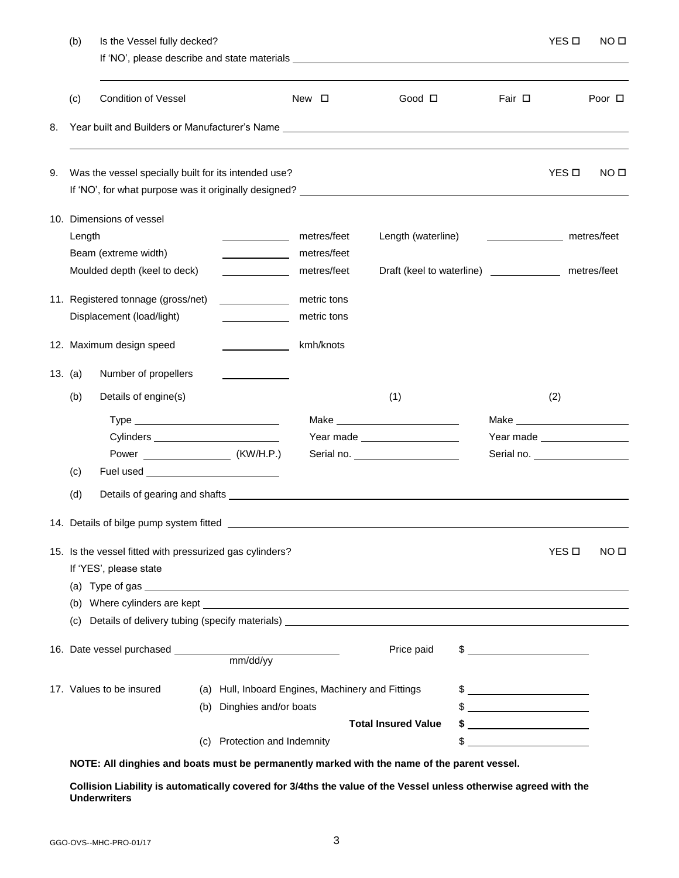(b) Is the Vessel fully decked? YES ☐ NO ☐

If 'NO', please describe and state materials ____________________

____________________

(c) Condition of Vessel New ☐ Good ☐ Fair ☐ Poor ☐

8. Year built and Builders or Manufacturer's Name ____________________

____________________

9. Was the vessel specially built for its intended use? YES ☐ NO ☐

If 'NO', for what purpose was it originally designed? ____________________

10. Dimensions of vessel

| | | | | | |
|---|---|---|---|---|---|
| Length | ________ | metres/feet | Length (waterline) | ________ | metres/feet |
| Beam (extreme width) | ________ | metres/feet | | | |
| Moulded depth (keel to deck) | ________ | metres/feet | Draft (keel to waterline) | ________ | metres/feet |

11. Registered tonnage (gross/net) ________ metric tons

Displacement (load/light) ________ metric tons

12. Maximum design speed ________ kmh/knots

13. (a) Number of propellers ________

(b) Details of engine(s)

| | (1) | (2) |
|---|---|---|
| Type ________ | Make ________ | Make ________ |
| Cylinders ________ | Year made ________ | Year made ________ |
| Power ________ (KW/H.P.) | Serial no. ________ | Serial no. ________ |

(c) Fuel used ________

(d) Details of gearing and shafts ____________________

14. Details of bilge pump system fitted ____________________

15. Is the vessel fitted with pressurized gas cylinders? YES ☐ NO ☐

If 'YES', please state

(a) Type of gas ____________________

(b) Where cylinders are kept ____________________

(c) Details of delivery tubing (specify materials) ____________________

16. Date vessel purchased ____________________ (mm/dd/yy) Price paid $ ________

17. Values to be insured

| | | |
|---|---|---|
| (a) | Hull, Inboard Engines, Machinery and Fittings | $ ________ |
| (b) | Dinghies and/or boats | $ ________ |
| | **Total Insured Value** | **$ ________** |
| (c) | Protection and Indemnity | $ ________ |

**NOTE: All dinghies and boats must be permanently marked with the name of the parent vessel.**

**Collision Liability is automatically covered for 3/4ths the value of the Vessel unless otherwise agreed with the Underwriters**

GGO-OVS--MHC-PRO-01/17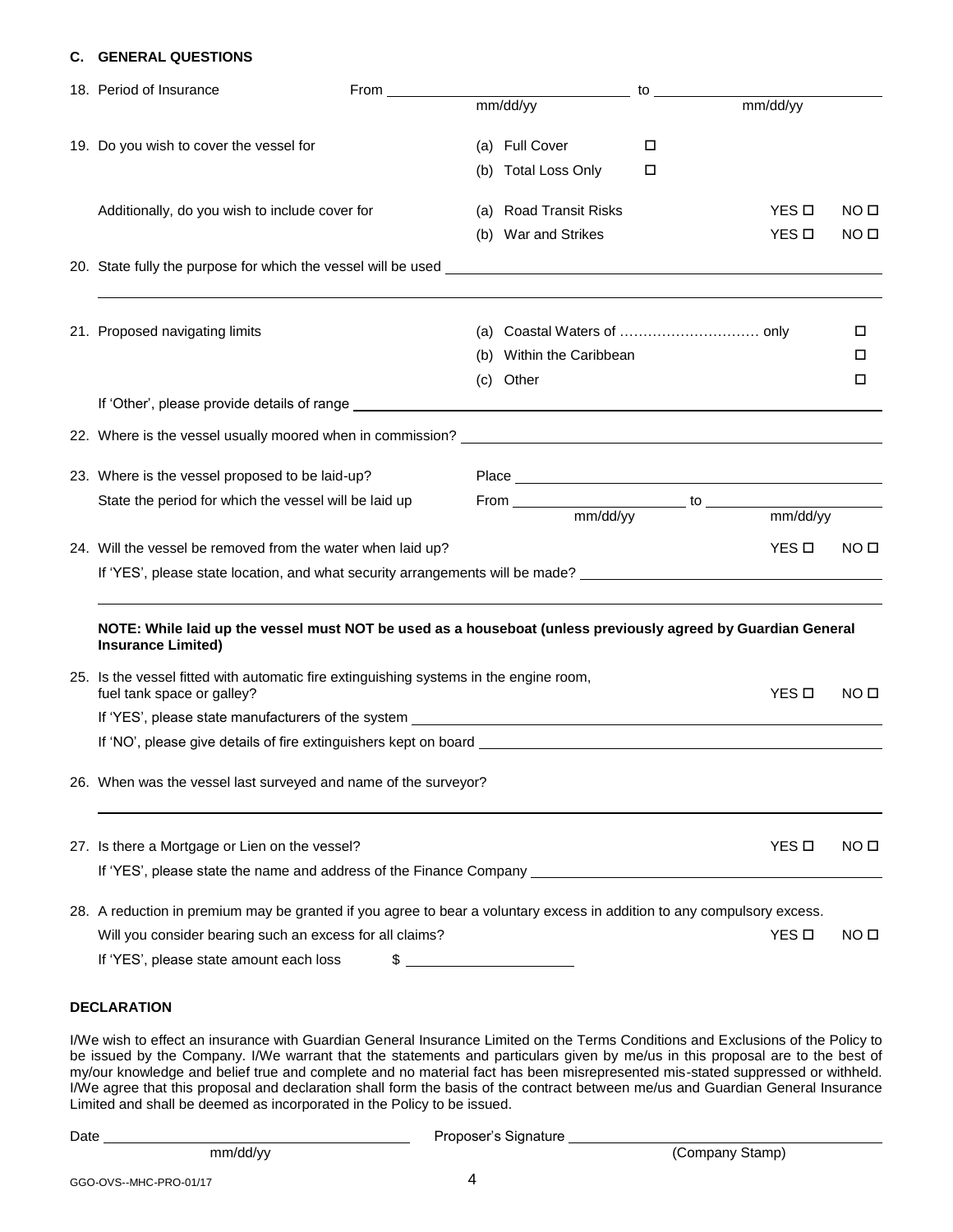## C. GENERAL QUESTIONS

18. Period of Insurance From \_\_\_\_\_\_\_\_\_\_\_\_ (mm/dd/yy) to \_\_\_\_\_\_\_\_\_\_\_\_ (mm/dd/yy)

19. Do you wish to cover the vessel for
    - (a) Full Cover ☐
    - (b) Total Loss Only ☐

    Additionally, do you wish to include cover for
    - (a) Road Transit Risks YES ☐ NO ☐
    - (b) War and Strikes YES ☐ NO ☐

20. State fully the purpose for which the vessel will be used \_\_\_\_\_\_\_\_\_\_\_\_

21. Proposed navigating limits
    - (a) Coastal Waters of ………………………… only ☐
    - (b) Within the Caribbean ☐
    - (c) Other ☐

    If 'Other', please provide details of range \_\_\_\_\_\_\_\_\_\_\_\_

22. Where is the vessel usually moored when in commission? \_\_\_\_\_\_\_\_\_\_\_\_

23. Where is the vessel proposed to be laid-up? Place \_\_\_\_\_\_\_\_\_\_\_\_

    State the period for which the vessel will be laid up From \_\_\_\_\_\_\_\_\_\_\_\_ (mm/dd/yy) to \_\_\_\_\_\_\_\_\_\_\_\_ (mm/dd/yy)

24. Will the vessel be removed from the water when laid up? YES ☐ NO ☐

    If 'YES', please state location, and what security arrangements will be made? \_\_\_\_\_\_\_\_\_\_\_\_

    **NOTE: While laid up the vessel must NOT be used as a houseboat (unless previously agreed by Guardian General Insurance Limited)**

25. Is the vessel fitted with automatic fire extinguishing systems in the engine room, fuel tank space or galley? YES ☐ NO ☐

    If 'YES', please state manufacturers of the system \_\_\_\_\_\_\_\_\_\_\_\_

    If 'NO', please give details of fire extinguishers kept on board \_\_\_\_\_\_\_\_\_\_\_\_

26. When was the vessel last surveyed and name of the surveyor? \_\_\_\_\_\_\_\_\_\_\_\_

27. Is there a Mortgage or Lien on the vessel? YES ☐ NO ☐

    If 'YES', please state the name and address of the Finance Company \_\_\_\_\_\_\_\_\_\_\_\_

28. A reduction in premium may be granted if you agree to bear a voluntary excess in addition to any compulsory excess.

    Will you consider bearing such an excess for all claims? YES ☐ NO ☐

    If 'YES', please state amount each loss $ \_\_\_\_\_\_\_\_\_\_\_\_

## DECLARATION

I/We wish to effect an insurance with Guardian General Insurance Limited on the Terms Conditions and Exclusions of the Policy to be issued by the Company. I/We warrant that the statements and particulars given by me/us in this proposal are to the best of my/our knowledge and belief true and complete and no material fact has been misrepresented mis-stated suppressed or withheld. I/We agree that this proposal and declaration shall form the basis of the contract between me/us and Guardian General Insurance Limited and shall be deemed as incorporated in the Policy to be issued.

Date \_\_\_\_\_\_\_\_\_\_\_\_ (mm/dd/yy) Proposer's Signature \_\_\_\_\_\_\_\_\_\_\_\_ (Company Stamp)

GGO-OVS--MHC-PRO-01/17